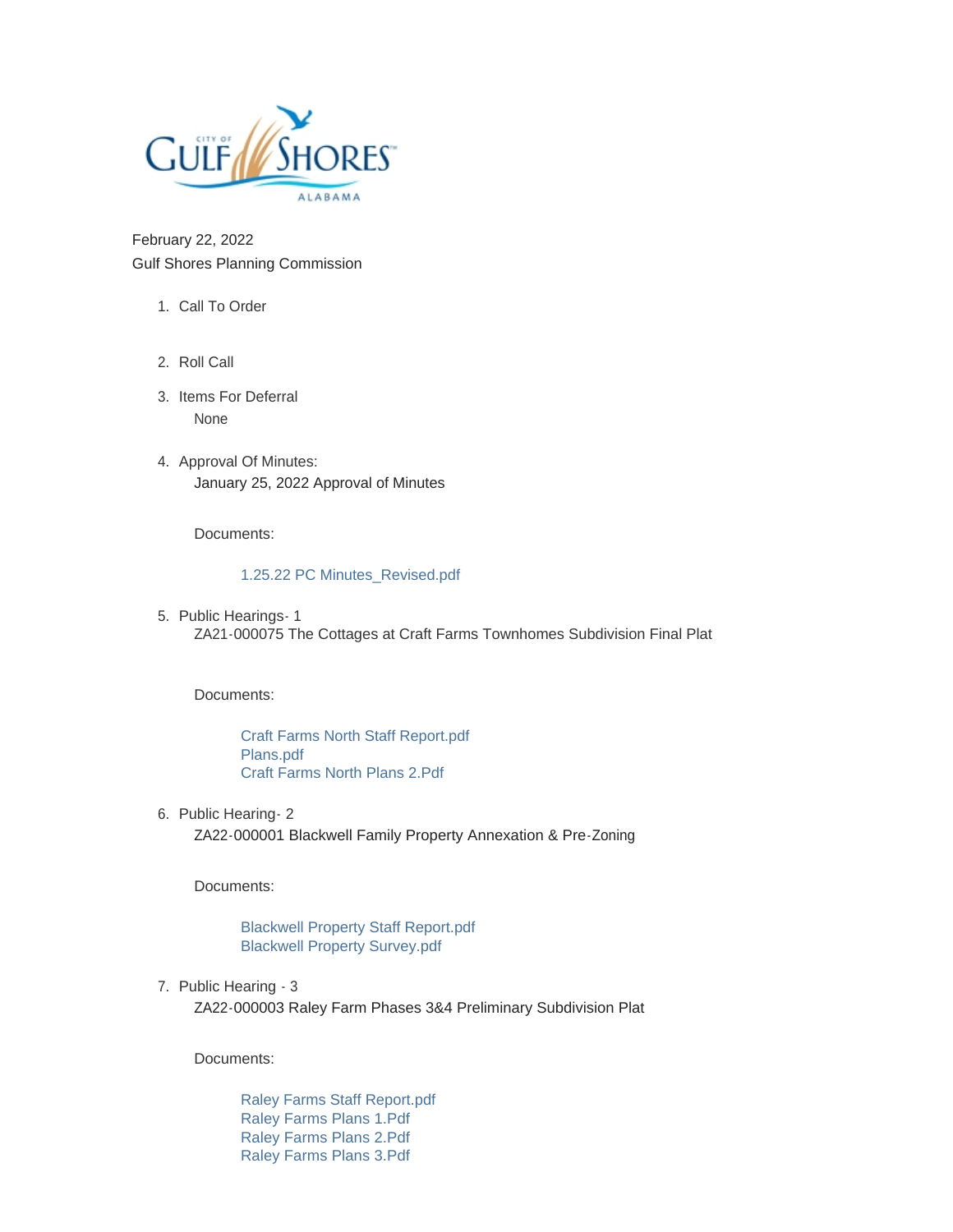February 22, 2022
Gulf Shores Planning Commission

1. Call To Order

2. Roll Call

3. Items For Deferral

   None

4. Approval Of Minutes:

   January 25, 2022 Approval of Minutes

   Documents:

   1.25.22 PC Minutes_Revised.pdf

5. Public Hearings- 1

   ZA21-000075 The Cottages at Craft Farms Townhomes Subdivision Final Plat

   Documents:

   Craft Farms North Staff Report.pdf
   Plans.pdf
   Craft Farms North Plans 2.Pdf

6. Public Hearing- 2

   ZA22-000001 Blackwell Family Property Annexation & Pre-Zoning

   Documents:

   Blackwell Property Staff Report.pdf
   Blackwell Property Survey.pdf

7. Public Hearing - 3

   ZA22-000003 Raley Farm Phases 3&4 Preliminary Subdivision Plat

   Documents:

   Raley Farms Staff Report.pdf
   Raley Farms Plans 1.Pdf
   Raley Farms Plans 2.Pdf
   Raley Farms Plans 3.Pdf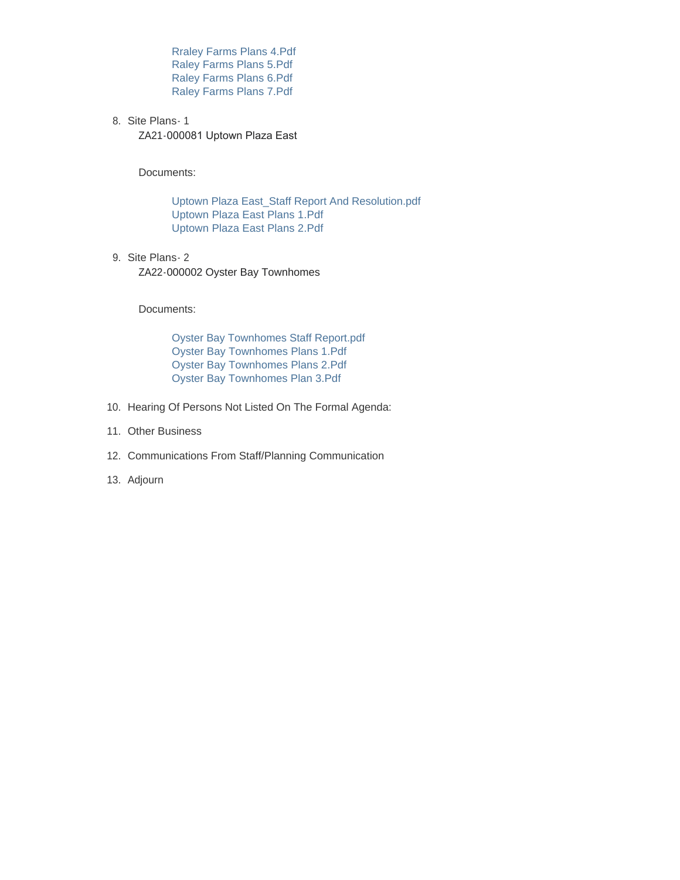Rraley Farms Plans 4.Pdf
Raley Farms Plans 5.Pdf
Raley Farms Plans 6.Pdf
Raley Farms Plans 7.Pdf

8. Site Plans- 1
   ZA21-000081 Uptown Plaza East

   Documents:

   Uptown Plaza East_Staff Report And Resolution.pdf
   Uptown Plaza East Plans 1.Pdf
   Uptown Plaza East Plans 2.Pdf

9. Site Plans- 2
   ZA22-000002 Oyster Bay Townhomes

   Documents:

   Oyster Bay Townhomes Staff Report.pdf
   Oyster Bay Townhomes Plans 1.Pdf
   Oyster Bay Townhomes Plans 2.Pdf
   Oyster Bay Townhomes Plan 3.Pdf

10. Hearing Of Persons Not Listed On The Formal Agenda:

11. Other Business

12. Communications From Staff/Planning Communication

13. Adjourn